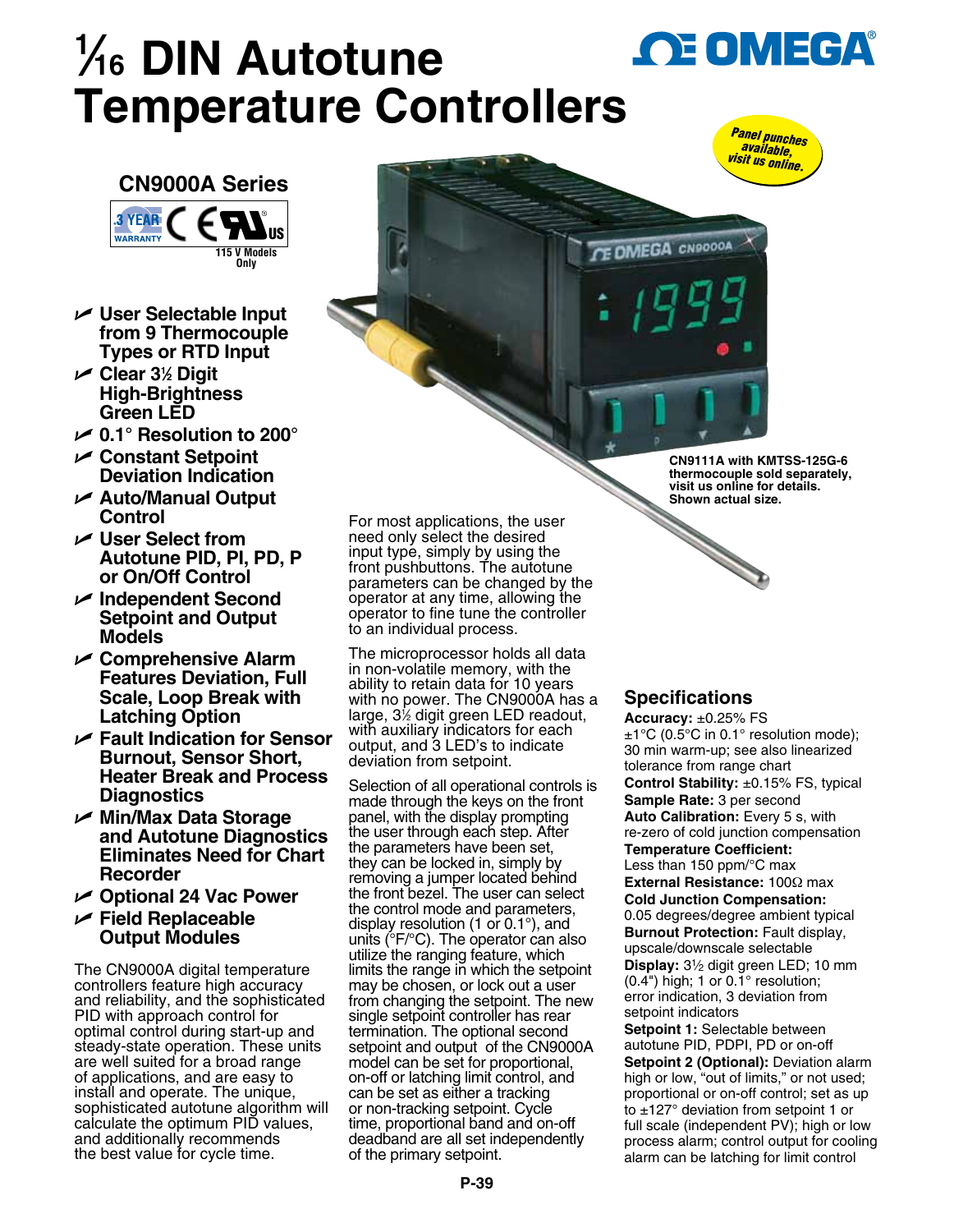# 1⁄16 DIN Autotune Temperature Controllers

Panel punches available, visit us online.

## CN9000A Series

3 YEAR WARRANTY

115 V Models Only

- User Selectable Input from 9 Thermocouple Types or RTD Input
- Clear 3½ Digit High-Brightness Green LED
- 0.1° Resolution to 200°
- Constant Setpoint Deviation Indication
- Auto/Manual Output Control
- User Select from Autotune PID, PI, PD, P or On/Off Control
- Independent Second Setpoint and Output Models
- Comprehensive Alarm Features Deviation, Full Scale, Loop Break with Latching Option
- Fault Indication for Sensor Burnout, Sensor Short, Heater Break and Process Diagnostics
- Min/Max Data Storage and Autotune Diagnostics Eliminates Need for Chart Recorder
- Optional 24 Vac Power
- Field Replaceable Output Modules

The CN9000A digital temperature controllers feature high accuracy and reliability, and the sophisticated PID with approach control for optimal control during start-up and steady-state operation. These units are well suited for a broad range of applications, and are easy to install and operate. The unique, sophisticated autotune algorithm will calculate the optimum PID values, and additionally recommends the best value for cycle time.

CN9111A with KMTSS-125G-6 thermocouple sold separately, visit us online for details. Shown actual size.

For most applications, the user need only select the desired input type, simply by using the front pushbuttons. The autotune parameters can be changed by the operator at any time, allowing the operator to fine tune the controller to an individual process.

The microprocessor holds all data in non-volatile memory, with the ability to retain data for 10 years with no power. The CN9000A has a large, 3½ digit green LED readout, with auxiliary indicators for each output, and 3 LED's to indicate deviation from setpoint.

Selection of all operational controls is made through the keys on the front panel, with the display prompting the user through each step. After the parameters have been set, they can be locked in, simply by removing a jumper located behind the front bezel. The user can select the control mode and parameters, display resolution (1 or 0.1°), and units (°F/°C). The operator can also utilize the ranging feature, which limits the range in which the setpoint may be chosen, or lock out a user from changing the setpoint. The new single setpoint controller has rear termination. The optional second setpoint and output of the CN9000A model can be set for proportional, on-off or latching limit control, and can be set as either a tracking or non-tracking setpoint. Cycle time, proportional band and on-off deadband are all set independently of the primary setpoint.

## Specifications

**Accuracy:** ±0.25% FS ±1°C (0.5°C in 0.1° resolution mode); 30 min warm-up; see also linearized tolerance from range chart
**Control Stability:** ±0.15% FS, typical
**Sample Rate:** 3 per second
**Auto Calibration:** Every 5 s, with re-zero of cold junction compensation
**Temperature Coefficient:** Less than 150 ppm/°C max
**External Resistance:** 100Ω max
**Cold Junction Compensation:** 0.05 degrees/degree ambient typical
**Burnout Protection:** Fault display, upscale/downscale selectable
**Display:** 3½ digit green LED; 10 mm (0.4") high; 1 or 0.1° resolution; error indication, 3 deviation from setpoint indicators
**Setpoint 1:** Selectable between autotune PID, PDPI, PD or on-off
**Setpoint 2 (Optional):** Deviation alarm high or low, "out of limits," or not used; proportional or on-off control; set as up to ±127° deviation from setpoint 1 or full scale (independent PV); high or low process alarm; control output for cooling alarm can be latching for limit control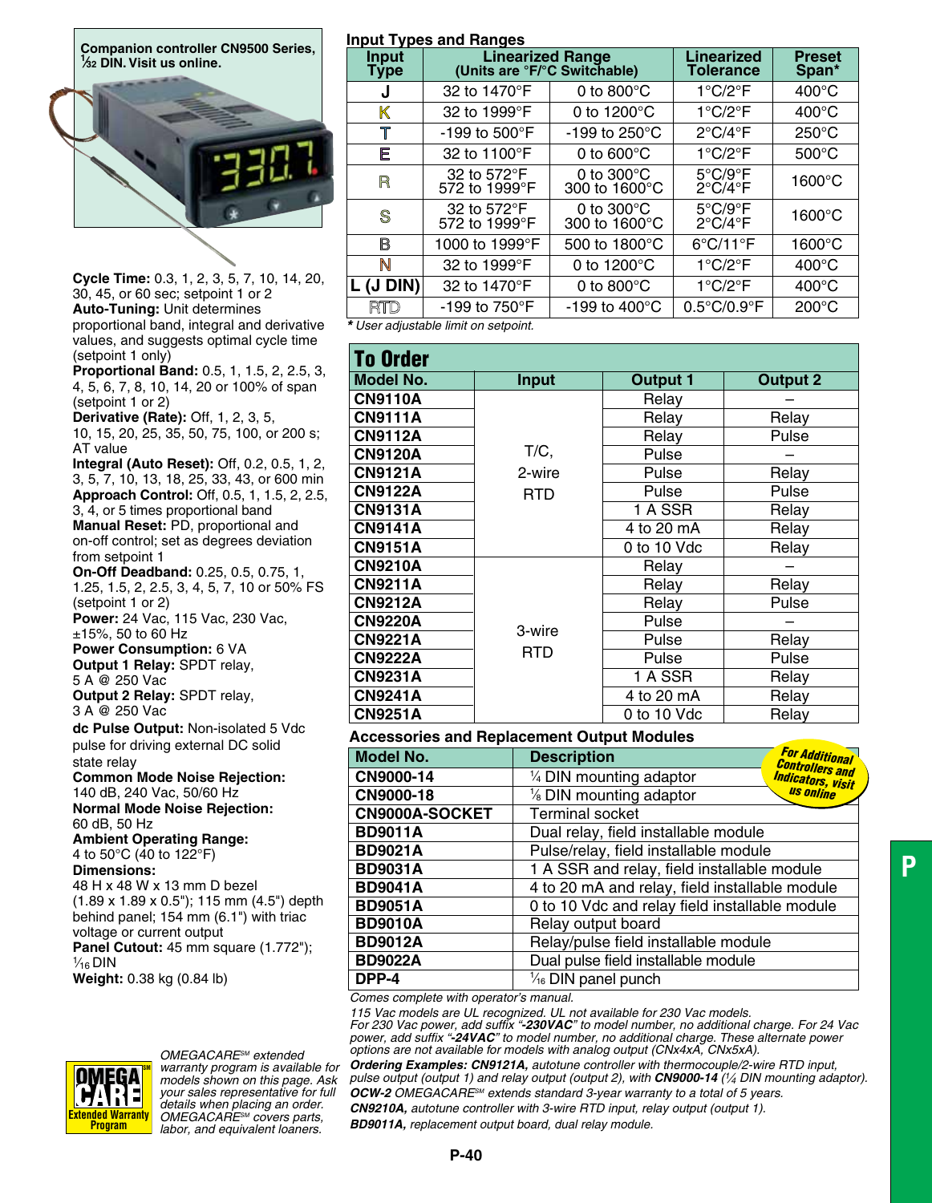Companion controller CN9500 Series, 1/32 DIN. Visit us online.

**Cycle Time:** 0.3, 1, 2, 3, 5, 7, 10, 14, 20, 30, 45, or 60 sec; setpoint 1 or 2
**Auto-Tuning:** Unit determines proportional band, integral and derivative values, and suggests optimal cycle time (setpoint 1 only)
**Proportional Band:** 0.5, 1, 1.5, 2, 2.5, 3, 4, 5, 6, 7, 8, 10, 14, 20 or 100% of span (setpoint 1 or 2)
**Derivative (Rate):** Off, 1, 2, 3, 5, 10, 15, 20, 25, 35, 50, 75, 100, or 200 s; AT value
**Integral (Auto Reset):** Off, 0.2, 0.5, 1, 2, 3, 5, 7, 10, 13, 18, 25, 33, 43, or 600 min
**Approach Control:** Off, 0.5, 1, 1.5, 2, 2.5, 3, 4, or 5 times proportional band
**Manual Reset:** PD, proportional and on-off control; set as degrees deviation from setpoint 1
**On-Off Deadband:** 0.25, 0.5, 0.75, 1, 1.25, 1.5, 2, 2.5, 3, 4, 5, 7, 10 or 50% FS (setpoint 1 or 2)
**Power:** 24 Vac, 115 Vac, 230 Vac, ±15%, 50 to 60 Hz
**Power Consumption:** 6 VA
**Output 1 Relay:** SPDT relay, 5 A @ 250 Vac
**Output 2 Relay:** SPDT relay, 3 A @ 250 Vac
**dc Pulse Output:** Non-isolated 5 Vdc pulse for driving external DC solid state relay
**Common Mode Noise Rejection:** 140 dB, 240 Vac, 50/60 Hz
**Normal Mode Noise Rejection:** 60 dB, 50 Hz
**Ambient Operating Range:** 4 to 50°C (40 to 122°F)
**Dimensions:** 48 H x 48 W x 13 mm D bezel (1.89 x 1.89 x 0.5"); 115 mm (4.5") depth behind panel; 154 mm (6.1") with triac voltage or current output
**Panel Cutout:** 45 mm square (1.772"); 1/16 DIN
**Weight:** 0.38 kg (0.84 lb)

## Input Types and Ranges

| Input Type | Linearized Range (Units are °F/°C Switchable) | | Linearized Tolerance | Preset Span* |
|---|---|---|---|---|
| J | 32 to 1470°F | 0 to 800°C | 1°C/2°F | 400°C |
| K | 32 to 1999°F | 0 to 1200°C | 1°C/2°F | 400°C |
| T | -199 to 500°F | -199 to 250°C | 2°C/4°F | 250°C |
| E | 32 to 1100°F | 0 to 600°C | 1°C/2°F | 500°C |
| R | 32 to 572°F<br>572 to 1999°F | 0 to 300°C<br>300 to 1600°C | 5°C/9°F<br>2°C/4°F | 1600°C |
| S | 32 to 572°F<br>572 to 1999°F | 0 to 300°C<br>300 to 1600°C | 5°C/9°F<br>2°C/4°F | 1600°C |
| B | 1000 to 1999°F | 500 to 1800°C | 6°C/11°F | 1600°C |
| N | 32 to 1999°F | 0 to 1200°C | 1°C/2°F | 400°C |
| L (J DIN) | 32 to 1470°F | 0 to 800°C | 1°C/2°F | 400°C |
| RTD | -199 to 750°F | -199 to 400°C | 0.5°C/0.9°F | 200°C |

*\* User adjustable limit on setpoint.*

## To Order

| Model No. | Input | Output 1 | Output 2 |
|---|---|---|---|
| CN9110A | T/C, 2-wire RTD | Relay | – |
| CN9111A | | Relay | Relay |
| CN9112A | | Relay | Pulse |
| CN9120A | | Pulse | – |
| CN9121A | | Pulse | Relay |
| CN9122A | | Pulse | Pulse |
| CN9131A | | 1 A SSR | Relay |
| CN9141A | | 4 to 20 mA | Relay |
| CN9151A | | 0 to 10 Vdc | Relay |
| CN9210A | 3-wire RTD | Relay | – |
| CN9211A | | Relay | Relay |
| CN9212A | | Relay | Pulse |
| CN9220A | | Pulse | – |
| CN9221A | | Pulse | Relay |
| CN9222A | | Pulse | Pulse |
| CN9231A | | 1 A SSR | Relay |
| CN9241A | | 4 to 20 mA | Relay |
| CN9251A | | 0 to 10 Vdc | Relay |

### Accessories and Replacement Output Modules

For Additional Controllers and Indicators, visit us online

| Model No. | Description |
|---|---|
| CN9000-14 | 1/4 DIN mounting adaptor |
| CN9000-18 | 1/8 DIN mounting adaptor |
| CN9000A-SOCKET | Terminal socket |
| BD9011A | Dual relay, field installable module |
| BD9021A | Pulse/relay, field installable module |
| BD9031A | 1 A SSR and relay, field installable module |
| BD9041A | 4 to 20 mA and relay, field installable module |
| BD9051A | 0 to 10 Vdc and relay field installable module |
| BD9010A | Relay output board |
| BD9012A | Relay/pulse field installable module |
| BD9022A | Dual pulse field installable module |
| DPP-4 | 1/16 DIN panel punch |

*Comes complete with operator's manual.*
*115 Vac models are UL recognized. UL not available for 230 Vac models.*
*For 230 Vac power, add suffix "**-230VAC**" to model number, no additional charge. For 24 Vac power, add suffix "**-24VAC**" to model number, no additional charge. These alternate power options are not available for models with analog output (CNx4xA, CNx5xA).*
***Ordering Examples: CN9121A,** autotune controller with thermocouple/2-wire RTD input, pulse output (output 1) and relay output (output 2), with **CN9000-14** (1/4 DIN mounting adaptor).*
***OCW-2** OMEGACARE℠ extends standard 3-year warranty to a total of 5 years.*
***CN9210A,** autotune controller with 3-wire RTD input, relay output (output 1).*
***BD9011A,** replacement output board, dual relay module.*

OMEGA CARE Extended Warranty Program

*OMEGACARE℠ extended warranty program is available for models shown on this page. Ask your sales representative for full details when placing an order. OMEGACARE℠ covers parts, labor, and equivalent loaners.*